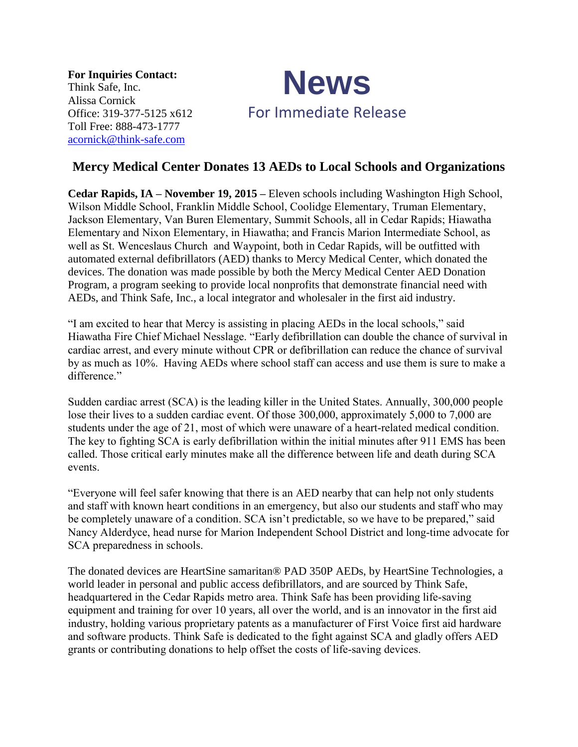**For Inquiries Contact:**
Think Safe, Inc.
Alissa Cornick
Office: 319-377-5125 x612
Toll Free: 888-473-1777
acornick@think-safe.com

# News

For Immediate Release

## Mercy Medical Center Donates 13 AEDs to Local Schools and Organizations

**Cedar Rapids, IA – November 19, 2015 –** Eleven schools including Washington High School, Wilson Middle School, Franklin Middle School, Coolidge Elementary, Truman Elementary, Jackson Elementary, Van Buren Elementary, Summit Schools, all in Cedar Rapids; Hiawatha Elementary and Nixon Elementary, in Hiawatha; and Francis Marion Intermediate School, as well as St. Wenceslaus Church and Waypoint, both in Cedar Rapids, will be outfitted with automated external defibrillators (AED) thanks to Mercy Medical Center, which donated the devices. The donation was made possible by both the Mercy Medical Center AED Donation Program, a program seeking to provide local nonprofits that demonstrate financial need with AEDs, and Think Safe, Inc., a local integrator and wholesaler in the first aid industry.

"I am excited to hear that Mercy is assisting in placing AEDs in the local schools," said Hiawatha Fire Chief Michael Nesslage. "Early defibrillation can double the chance of survival in cardiac arrest, and every minute without CPR or defibrillation can reduce the chance of survival by as much as 10%. Having AEDs where school staff can access and use them is sure to make a difference."

Sudden cardiac arrest (SCA) is the leading killer in the United States. Annually, 300,000 people lose their lives to a sudden cardiac event. Of those 300,000, approximately 5,000 to 7,000 are students under the age of 21, most of which were unaware of a heart-related medical condition. The key to fighting SCA is early defibrillation within the initial minutes after 911 EMS has been called. Those critical early minutes make all the difference between life and death during SCA events.

"Everyone will feel safer knowing that there is an AED nearby that can help not only students and staff with known heart conditions in an emergency, but also our students and staff who may be completely unaware of a condition. SCA isn't predictable, so we have to be prepared," said Nancy Alderdyce, head nurse for Marion Independent School District and long-time advocate for SCA preparedness in schools.

The donated devices are HeartSine samaritan® PAD 350P AEDs, by HeartSine Technologies, a world leader in personal and public access defibrillators, and are sourced by Think Safe, headquartered in the Cedar Rapids metro area. Think Safe has been providing life-saving equipment and training for over 10 years, all over the world, and is an innovator in the first aid industry, holding various proprietary patents as a manufacturer of First Voice first aid hardware and software products. Think Safe is dedicated to the fight against SCA and gladly offers AED grants or contributing donations to help offset the costs of life-saving devices.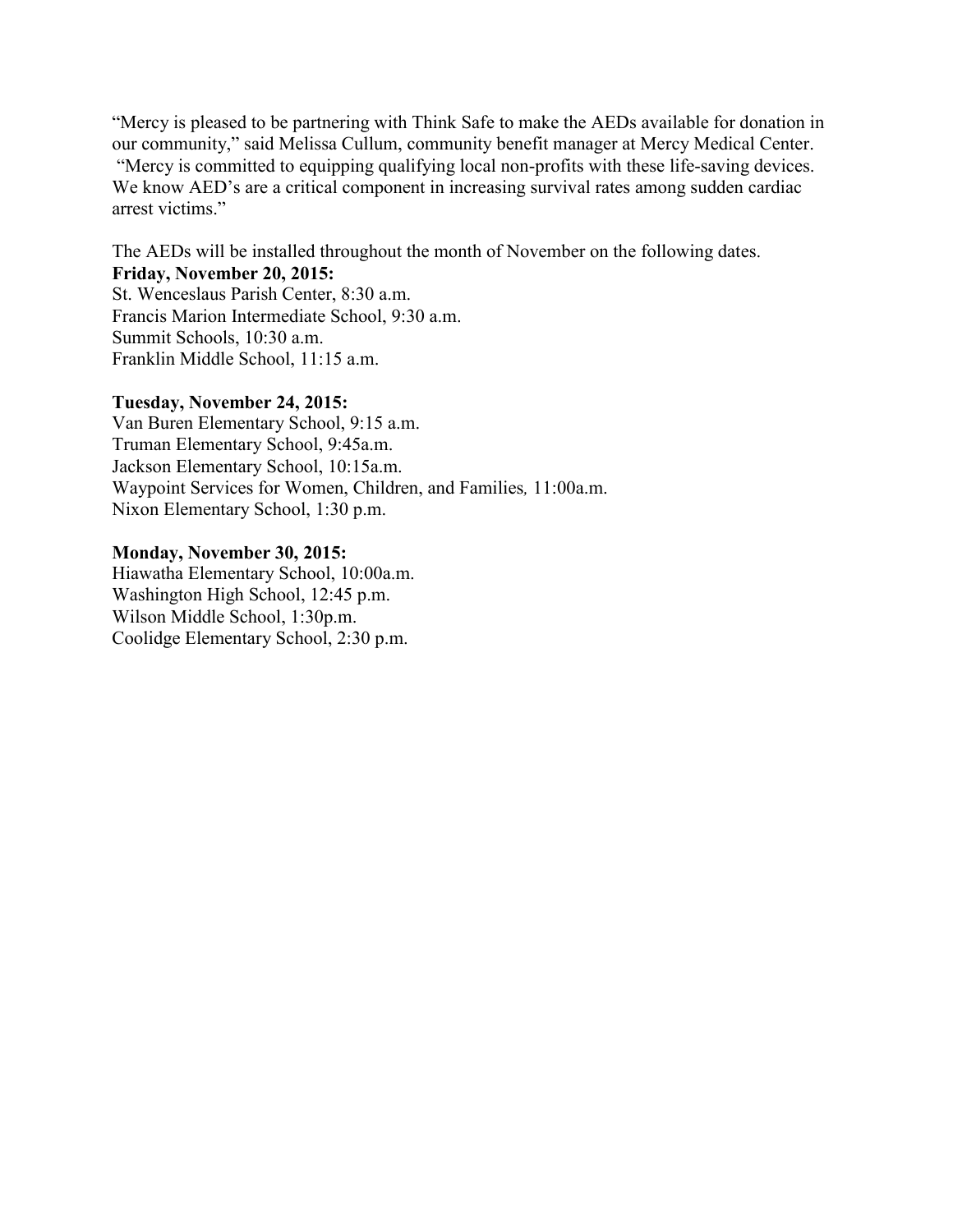"Mercy is pleased to be partnering with Think Safe to make the AEDs available for donation in our community," said Melissa Cullum, community benefit manager at Mercy Medical Center. "Mercy is committed to equipping qualifying local non-profits with these life-saving devices. We know AED's are a critical component in increasing survival rates among sudden cardiac arrest victims."

The AEDs will be installed throughout the month of November on the following dates.

**Friday, November 20, 2015:**

St. Wenceslaus Parish Center, 8:30 a.m.  
Francis Marion Intermediate School, 9:30 a.m.  
Summit Schools, 10:30 a.m.  
Franklin Middle School, 11:15 a.m.

**Tuesday, November 24, 2015:**

Van Buren Elementary School, 9:15 a.m.  
Truman Elementary School, 9:45a.m.  
Jackson Elementary School, 10:15a.m.  
Waypoint Services for Women, Children, and Families*,* 11:00a.m.  
Nixon Elementary School, 1:30 p.m.

**Monday, November 30, 2015:**

Hiawatha Elementary School, 10:00a.m.  
Washington High School, 12:45 p.m.  
Wilson Middle School, 1:30p.m.  
Coolidge Elementary School, 2:30 p.m.